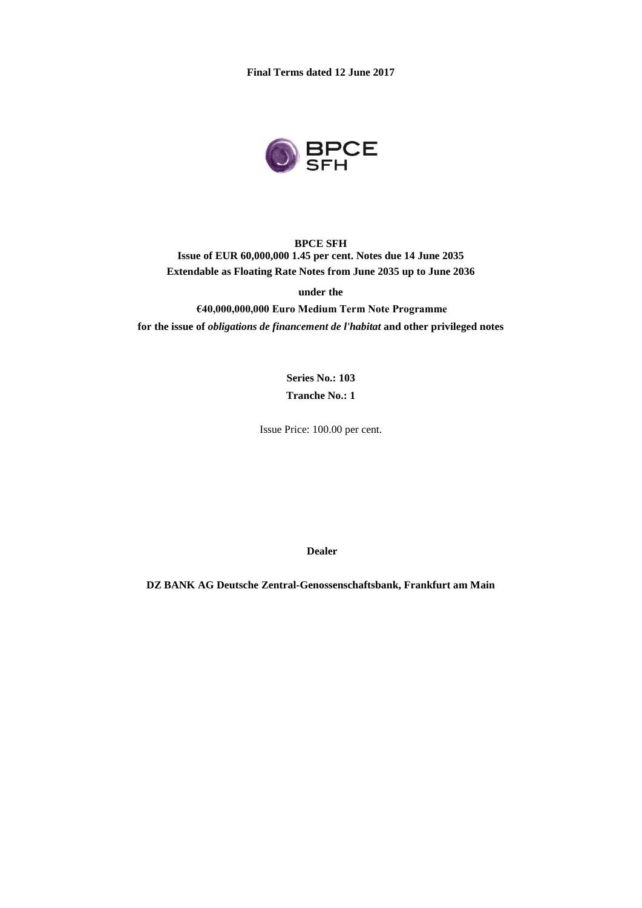**Final Terms dated 12 June 2017**

**BPCE SFH**

**Issue of EUR 60,000,000 1.45 per cent. Notes due 14 June 2035**

**Extendable as Floating Rate Notes from June 2035 up to June 2036**

**under the**

**€40,000,000,000 Euro Medium Term Note Programme**

**for the issue of *obligations de financement de l'habitat* and other privileged notes**

**Series No.: 103**

**Tranche No.: 1**

Issue Price: 100.00 per cent.

**Dealer**

**DZ BANK AG Deutsche Zentral-Genossenschaftsbank, Frankfurt am Main**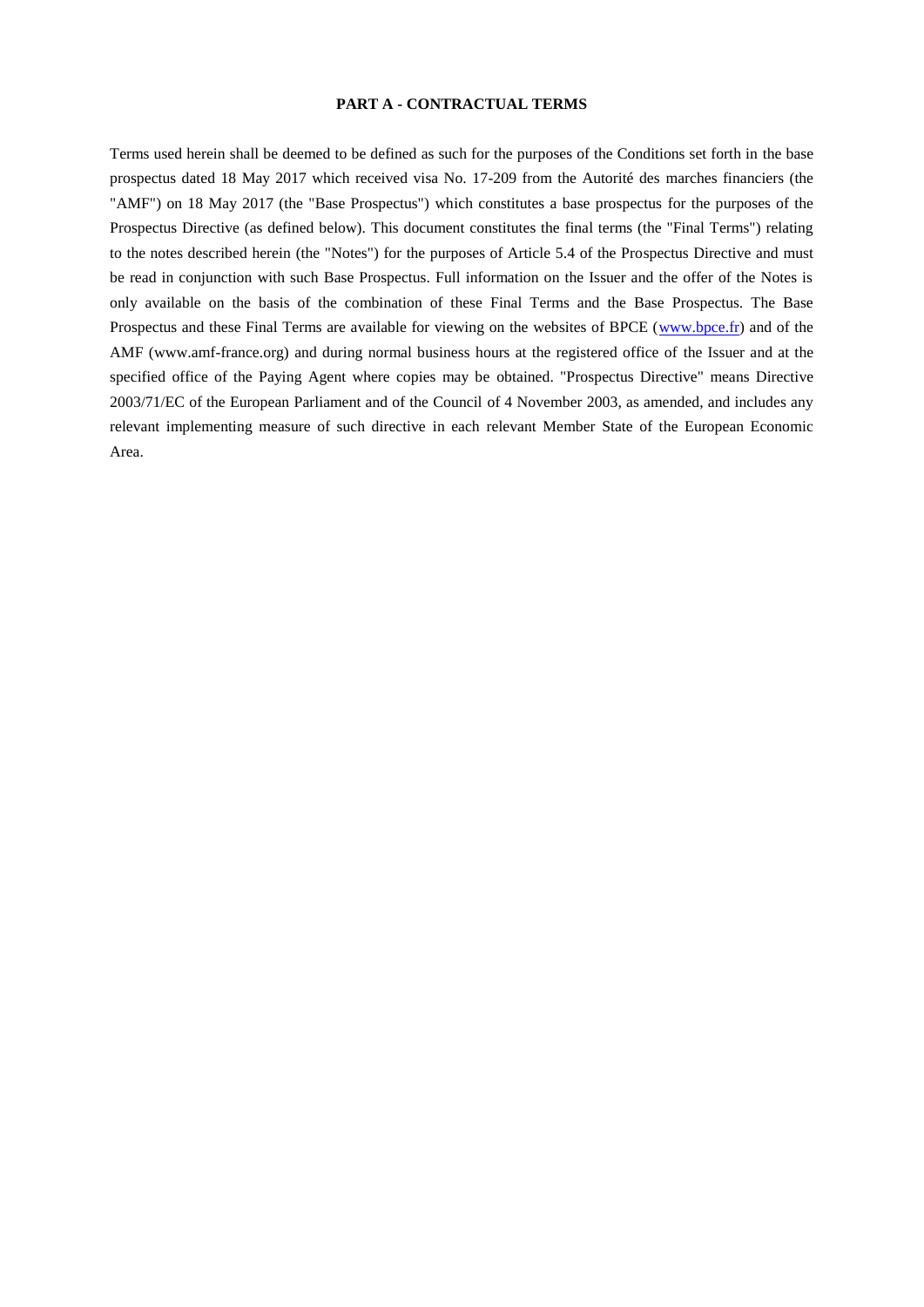## PART A - CONTRACTUAL TERMS

Terms used herein shall be deemed to be defined as such for the purposes of the Conditions set forth in the base prospectus dated 18 May 2017 which received visa No. 17-209 from the Autorité des marches financiers (the "AMF") on 18 May 2017 (the "Base Prospectus") which constitutes a base prospectus for the purposes of the Prospectus Directive (as defined below). This document constitutes the final terms (the "Final Terms") relating to the notes described herein (the "Notes") for the purposes of Article 5.4 of the Prospectus Directive and must be read in conjunction with such Base Prospectus. Full information on the Issuer and the offer of the Notes is only available on the basis of the combination of these Final Terms and the Base Prospectus. The Base Prospectus and these Final Terms are available for viewing on the websites of BPCE (www.bpce.fr) and of the AMF (www.amf-france.org) and during normal business hours at the registered office of the Issuer and at the specified office of the Paying Agent where copies may be obtained. "Prospectus Directive" means Directive 2003/71/EC of the European Parliament and of the Council of 4 November 2003, as amended, and includes any relevant implementing measure of such directive in each relevant Member State of the European Economic Area.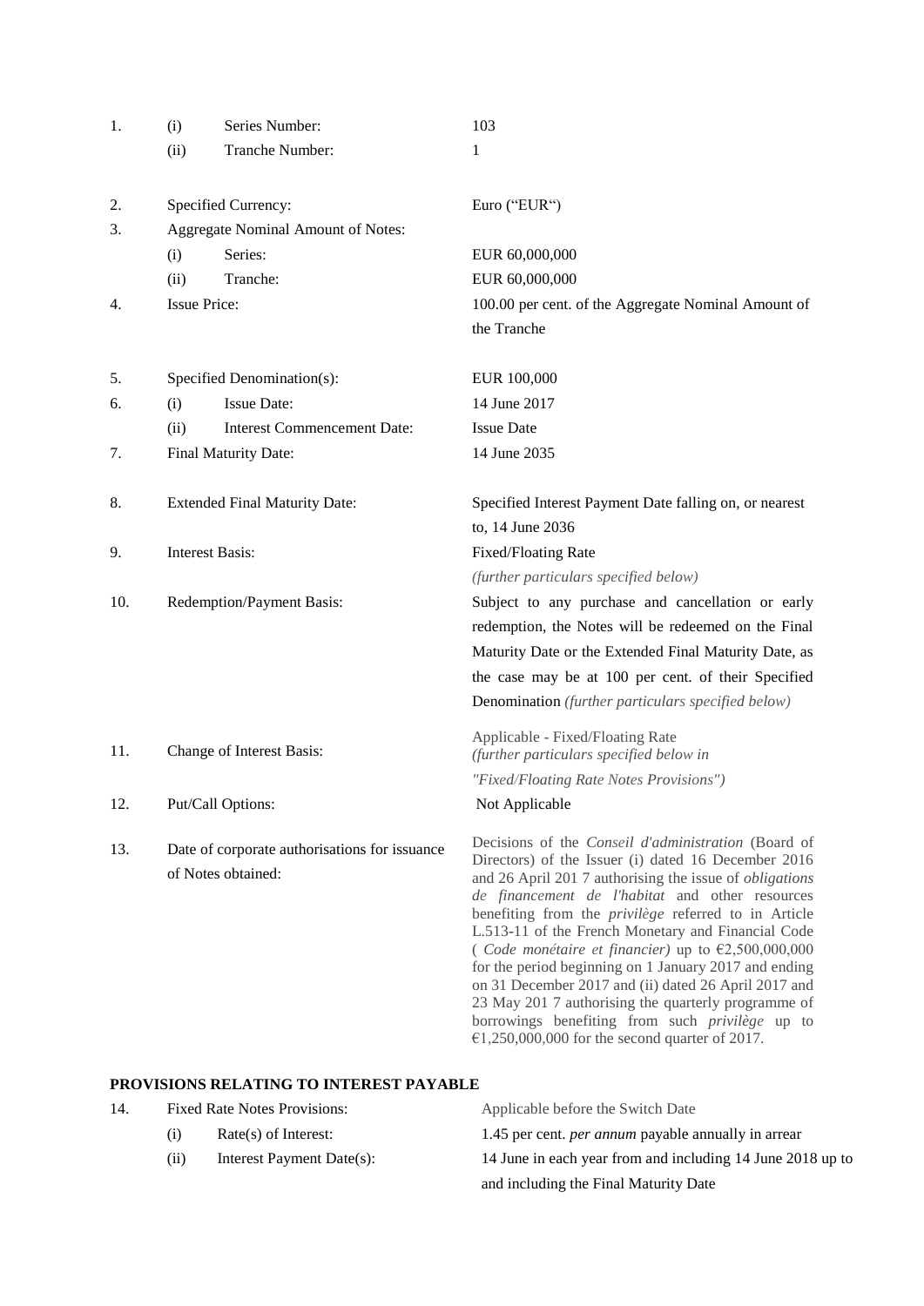| | | | |
|---|---|---|---|
| 1. | (i) | Series Number: | 103 |
| | (ii) | Tranche Number: | 1 |
| 2. | | Specified Currency: | Euro ("EUR") |
| 3. | | Aggregate Nominal Amount of Notes: | |
| | (i) | Series: | EUR 60,000,000 |
| | (ii) | Tranche: | EUR 60,000,000 |
| 4. | | Issue Price: | 100.00 per cent. of the Aggregate Nominal Amount of the Tranche |
| 5. | | Specified Denomination(s): | EUR 100,000 |
| 6. | (i) | Issue Date: | 14 June 2017 |
| | (ii) | Interest Commencement Date: | Issue Date |
| 7. | | Final Maturity Date: | 14 June 2035 |
| 8. | | Extended Final Maturity Date: | Specified Interest Payment Date falling on, or nearest to, 14 June 2036 |
| 9. | | Interest Basis: | Fixed/Floating Rate *(further particulars specified below)* |
| 10. | | Redemption/Payment Basis: | Subject to any purchase and cancellation or early redemption, the Notes will be redeemed on the Final Maturity Date or the Extended Final Maturity Date, as the case may be at 100 per cent. of their Specified Denomination *(further particulars specified below)* |
| 11. | | Change of Interest Basis: | Applicable - Fixed/Floating Rate *(further particulars specified below in "Fixed/Floating Rate Notes Provisions")* |
| 12. | | Put/Call Options: | Not Applicable |
| 13. | | Date of corporate authorisations for issuance of Notes obtained: | Decisions of the *Conseil d'administration* (Board of Directors) of the Issuer (i) dated 16 December 2016 and 26 April 2017 authorising the issue of *obligations de financement de l'habitat* and other resources benefiting from the *privilège* referred to in Article L.513-11 of the French Monetary and Financial Code ( *Code monétaire et financier)* up to €2,500,000,000 for the period beginning on 1 January 2017 and ending on 31 December 2017 and (ii) dated 26 April 2017 and 23 May 2017 authorising the quarterly programme of borrowings benefiting from such *privilège* up to €1,250,000,000 for the second quarter of 2017. |

## PROVISIONS RELATING TO INTEREST PAYABLE

| | | | |
|---|---|---|---|
| 14. | | Fixed Rate Notes Provisions: | Applicable before the Switch Date |
| | (i) | Rate(s) of Interest: | 1.45 per cent. *per annum* payable annually in arrear |
| | (ii) | Interest Payment Date(s): | 14 June in each year from and including 14 June 2018 up to and including the Final Maturity Date |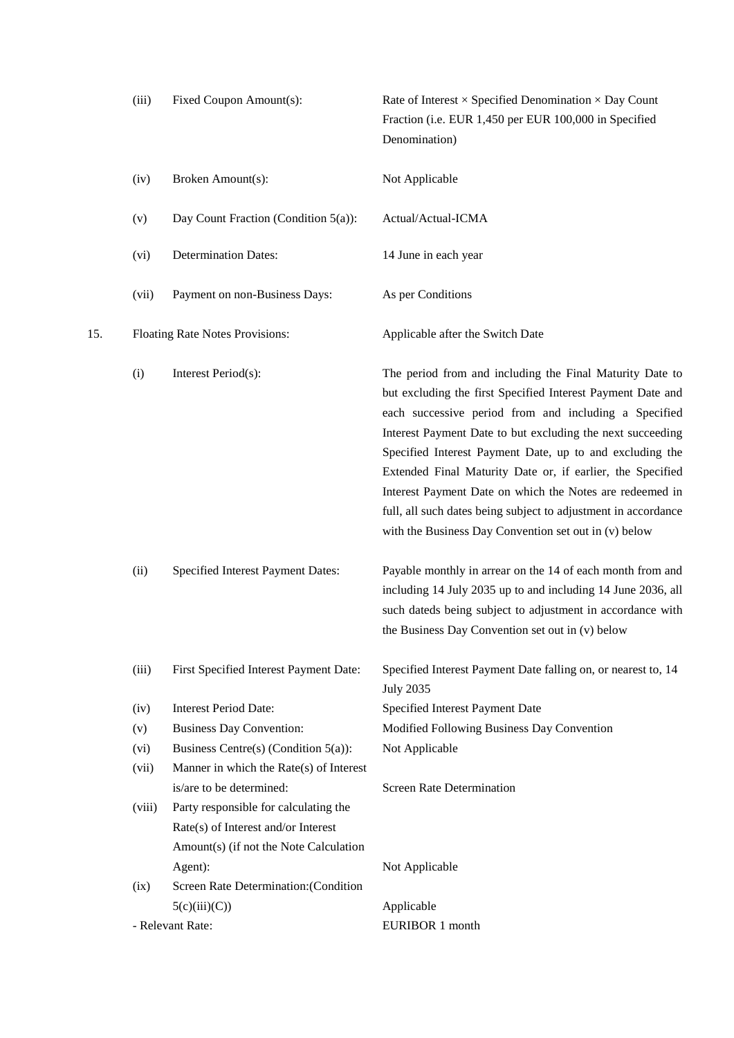| | | |
|---|---|---|
| (iii) | Fixed Coupon Amount(s): | Rate of Interest × Specified Denomination × Day Count Fraction (i.e. EUR 1,450 per EUR 100,000 in Specified Denomination) |
| (iv) | Broken Amount(s): | Not Applicable |
| (v) | Day Count Fraction (Condition 5(a)): | Actual/Actual-ICMA |
| (vi) | Determination Dates: | 14 June in each year |
| (vii) | Payment on non-Business Days: | As per Conditions |

15. Floating Rate Notes Provisions: Applicable after the Switch Date

| | | |
|---|---|---|
| (i) | Interest Period(s): | The period from and including the Final Maturity Date to but excluding the first Specified Interest Payment Date and each successive period from and including a Specified Interest Payment Date to but excluding the next succeeding Specified Interest Payment Date, up to and excluding the Extended Final Maturity Date or, if earlier, the Specified Interest Payment Date on which the Notes are redeemed in full, all such dates being subject to adjustment in accordance with the Business Day Convention set out in (v) below |
| (ii) | Specified Interest Payment Dates: | Payable monthly in arrear on the 14 of each month from and including 14 July 2035 up to and including 14 June 2036, all such dateds being subject to adjustment in accordance with the Business Day Convention set out in (v) below |
| (iii) | First Specified Interest Payment Date: | Specified Interest Payment Date falling on, or nearest to, 14 July 2035 |
| (iv) | Interest Period Date: | Specified Interest Payment Date |
| (v) | Business Day Convention: | Modified Following Business Day Convention |
| (vi) | Business Centre(s) (Condition 5(a)): | Not Applicable |
| (vii) | Manner in which the Rate(s) of Interest is/are to be determined: | Screen Rate Determination |
| (viii) | Party responsible for calculating the Rate(s) of Interest and/or Interest Amount(s) (if not the Note Calculation Agent): | Not Applicable |
| (ix) | Screen Rate Determination:(Condition 5(c)(iii)(C)) | Applicable |
| | - Relevant Rate: | EURIBOR 1 month |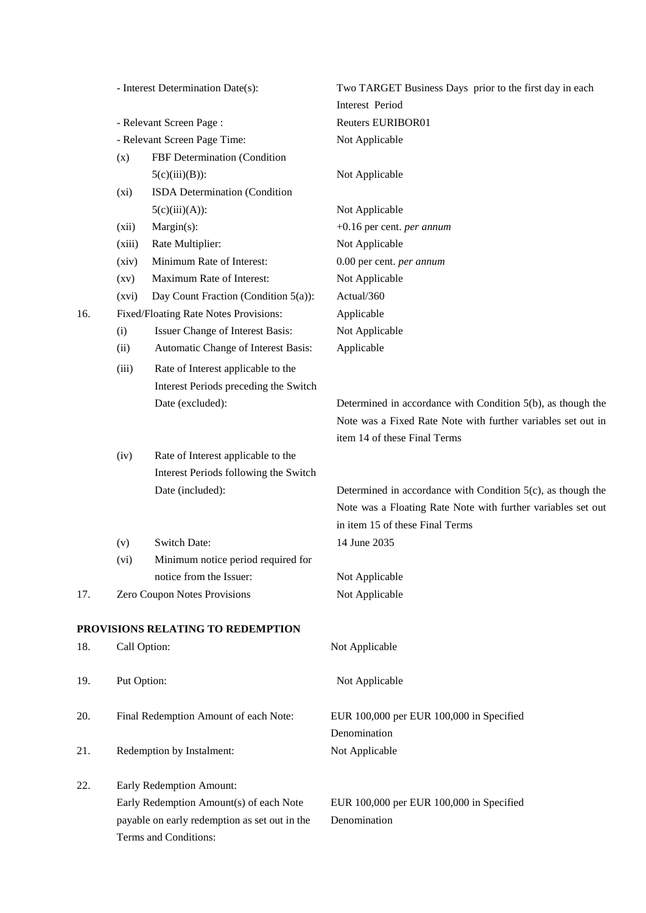| | | |
|---|---|---|
| | - Interest Determination Date(s): | Two TARGET Business Days prior to the first day in each Interest Period |
| | - Relevant Screen Page : | Reuters EURIBOR01 |
| | - Relevant Screen Page Time: | Not Applicable |
| | (x) FBF Determination (Condition 5(c)(iii)(B)): | Not Applicable |
| | (xi) ISDA Determination (Condition 5(c)(iii)(A)): | Not Applicable |
| | (xii) Margin(s): | +0.16 per cent. *per annum* |
| | (xiii) Rate Multiplier: | Not Applicable |
| | (xiv) Minimum Rate of Interest: | 0.00 per cent. *per annum* |
| | (xv) Maximum Rate of Interest: | Not Applicable |
| | (xvi) Day Count Fraction (Condition 5(a)): | Actual/360 |
| 16. | Fixed/Floating Rate Notes Provisions: | Applicable |
| | (i) Issuer Change of Interest Basis: | Not Applicable |
| | (ii) Automatic Change of Interest Basis: | Applicable |
| | (iii) Rate of Interest applicable to the Interest Periods preceding the Switch Date (excluded): | Determined in accordance with Condition 5(b), as though the Note was a Fixed Rate Note with further variables set out in item 14 of these Final Terms |
| | (iv) Rate of Interest applicable to the Interest Periods following the Switch Date (included): | Determined in accordance with Condition 5(c), as though the Note was a Floating Rate Note with further variables set out in item 15 of these Final Terms |
| | (v) Switch Date: | 14 June 2035 |
| | (vi) Minimum notice period required for notice from the Issuer: | Not Applicable |
| 17. | Zero Coupon Notes Provisions | Not Applicable |

**PROVISIONS RELATING TO REDEMPTION**

| | | |
|---|---|---|
| 18. | Call Option: | Not Applicable |
| 19. | Put Option: | Not Applicable |
| 20. | Final Redemption Amount of each Note: | EUR 100,000 per EUR 100,000 in Specified Denomination |
| 21. | Redemption by Instalment: | Not Applicable |
| 22. | Early Redemption Amount: | |
| | Early Redemption Amount(s) of each Note payable on early redemption as set out in the Terms and Conditions: | EUR 100,000 per EUR 100,000 in Specified Denomination |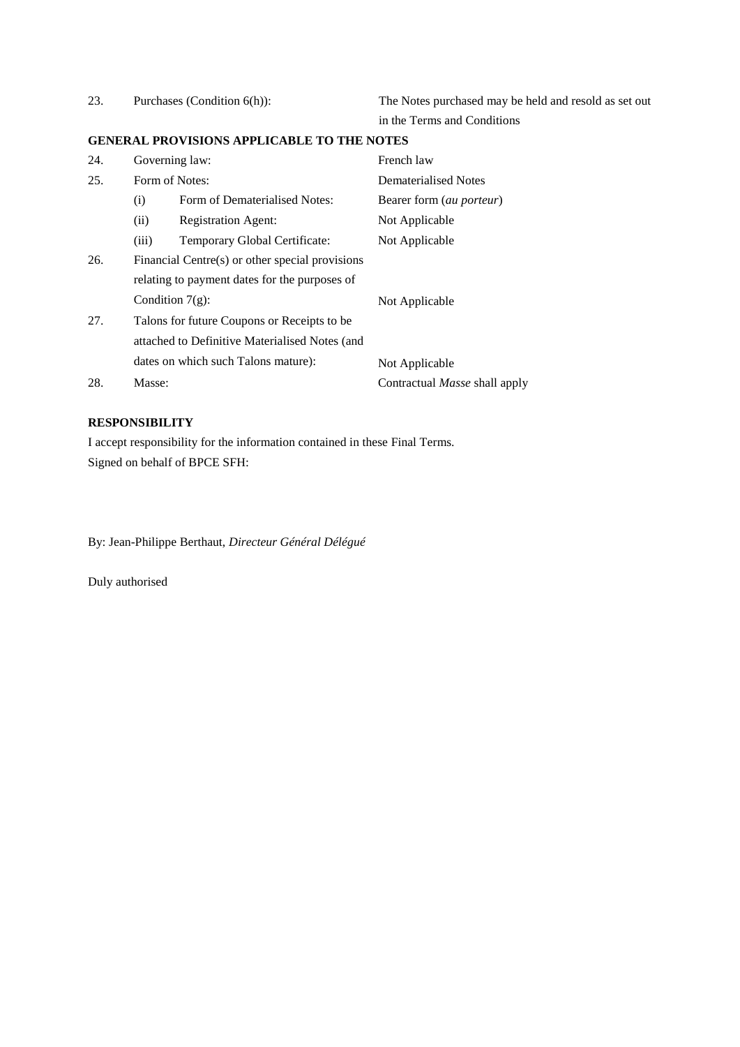| | | |
|---|---|---|
| 23. | Purchases (Condition 6(h)): | The Notes purchased may be held and resold as set out in the Terms and Conditions |

**GENERAL PROVISIONS APPLICABLE TO THE NOTES**

| | | |
|---|---|---|
| 24. | Governing law: | French law |
| 25. | Form of Notes: | Dematerialised Notes |
| | (i) Form of Dematerialised Notes: | Bearer form (*au porteur*) |
| | (ii) Registration Agent: | Not Applicable |
| | (iii) Temporary Global Certificate: | Not Applicable |
| 26. | Financial Centre(s) or other special provisions relating to payment dates for the purposes of Condition 7(g): | Not Applicable |
| 27. | Talons for future Coupons or Receipts to be attached to Definitive Materialised Notes (and dates on which such Talons mature): | Not Applicable |
| 28. | Masse: | Contractual *Masse* shall apply |

**RESPONSIBILITY**

I accept responsibility for the information contained in these Final Terms.

Signed on behalf of BPCE SFH:

By: Jean-Philippe Berthaut, *Directeur Général Délégué*

Duly authorised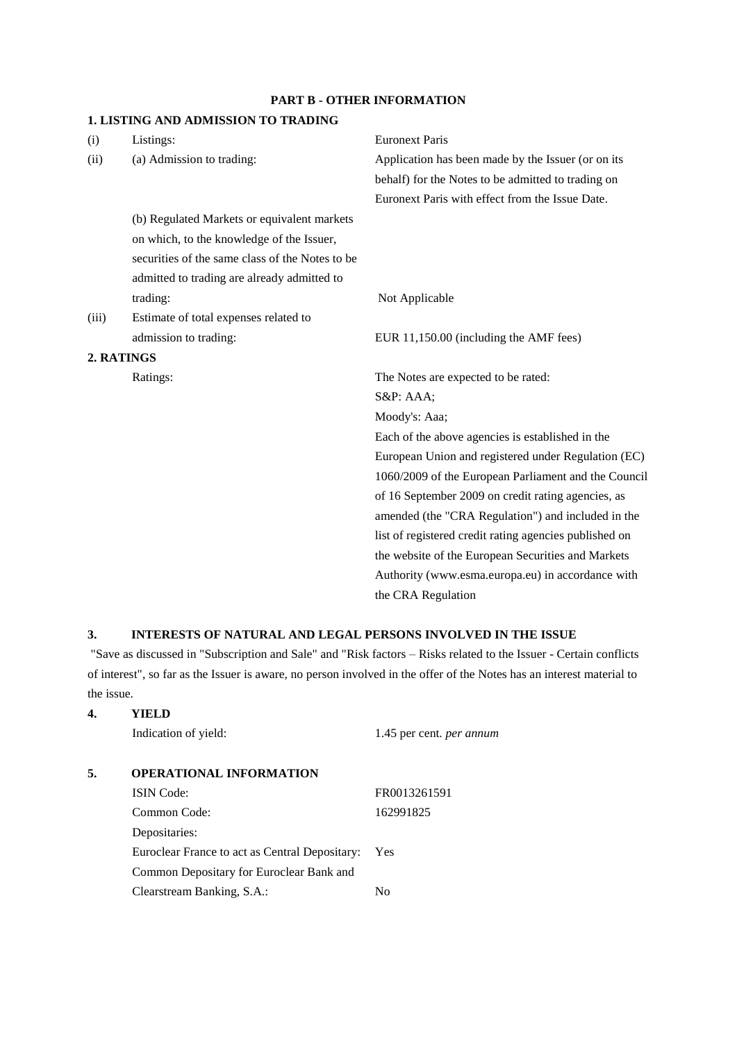## PART B - OTHER INFORMATION

### 1. LISTING AND ADMISSION TO TRADING

| | | |
|---|---|---|
| (i) | Listings: | Euronext Paris |
| (ii) | (a) Admission to trading: | Application has been made by the Issuer (or on its behalf) for the Notes to be admitted to trading on Euronext Paris with effect from the Issue Date. |
| | (b) Regulated Markets or equivalent markets on which, to the knowledge of the Issuer, securities of the same class of the Notes to be admitted to trading are already admitted to trading: | Not Applicable |
| (iii) | Estimate of total expenses related to admission to trading: | EUR 11,150.00 (including the AMF fees) |

### 2. RATINGS

| | |
|---|---|
| Ratings: | The Notes are expected to be rated:<br>S&P: AAA;<br>Moody's: Aaa;<br>Each of the above agencies is established in the European Union and registered under Regulation (EC) 1060/2009 of the European Parliament and the Council of 16 September 2009 on credit rating agencies, as amended (the "CRA Regulation") and included in the list of registered credit rating agencies published on the website of the European Securities and Markets Authority (www.esma.europa.eu) in accordance with the CRA Regulation |

### 3. INTERESTS OF NATURAL AND LEGAL PERSONS INVOLVED IN THE ISSUE

"Save as discussed in "Subscription and Sale" and "Risk factors – Risks related to the Issuer - Certain conflicts of interest", so far as the Issuer is aware, no person involved in the offer of the Notes has an interest material to the issue.

### 4. YIELD

| | |
|---|---|
| Indication of yield: | 1.45 per cent. *per annum* |

### 5. OPERATIONAL INFORMATION

| | |
|---|---|
| ISIN Code: | FR0013261591 |
| Common Code: | 162991825 |
| Depositaries: | |
| Euroclear France to act as Central Depositary: | Yes |
| Common Depositary for Euroclear Bank and Clearstream Banking, S.A.: | No |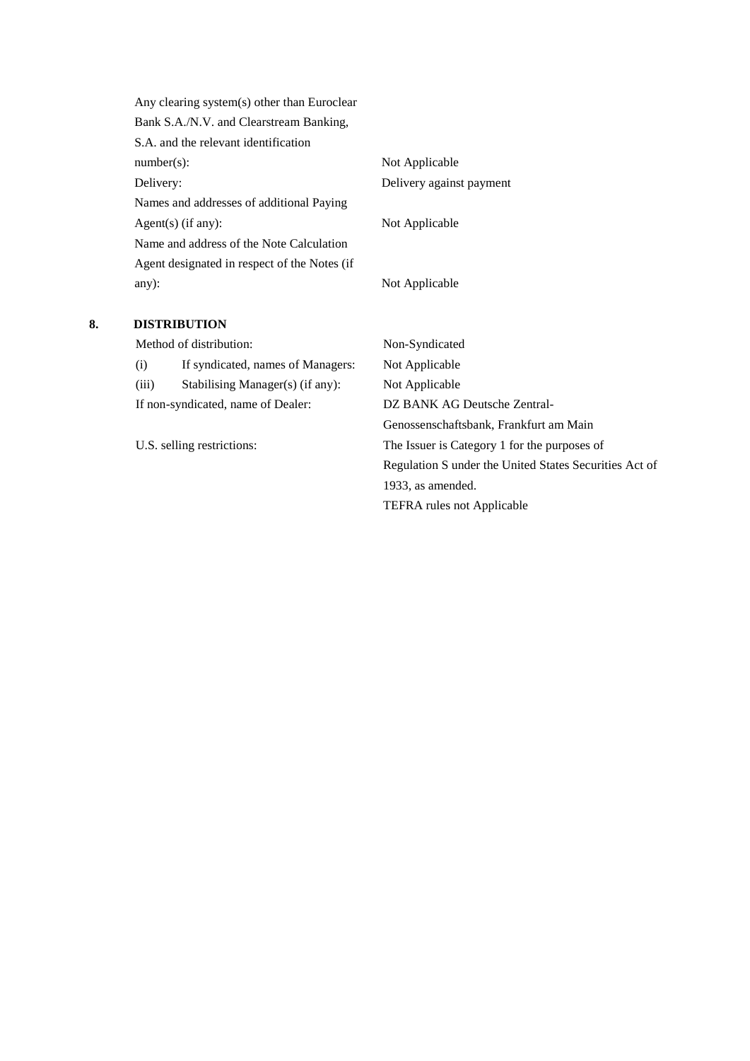| | |
|---|---|
| Any clearing system(s) other than Euroclear Bank S.A./N.V. and Clearstream Banking, S.A. and the relevant identification number(s): | Not Applicable |
| Delivery: | Delivery against payment |
| Names and addresses of additional Paying Agent(s) (if any): | Not Applicable |
| Name and address of the Note Calculation Agent designated in respect of the Notes (if any): | Not Applicable |

## 8. DISTRIBUTION

| | |
|---|---|
| Method of distribution: | Non-Syndicated |
| (i) If syndicated, names of Managers: | Not Applicable |
| (iii) Stabilising Manager(s) (if any): | Not Applicable |
| If non-syndicated, name of Dealer: | DZ BANK AG Deutsche Zentral-Genossenschaftsbank, Frankfurt am Main |
| U.S. selling restrictions: | The Issuer is Category 1 for the purposes of Regulation S under the United States Securities Act of 1933, as amended. TEFRA rules not Applicable |